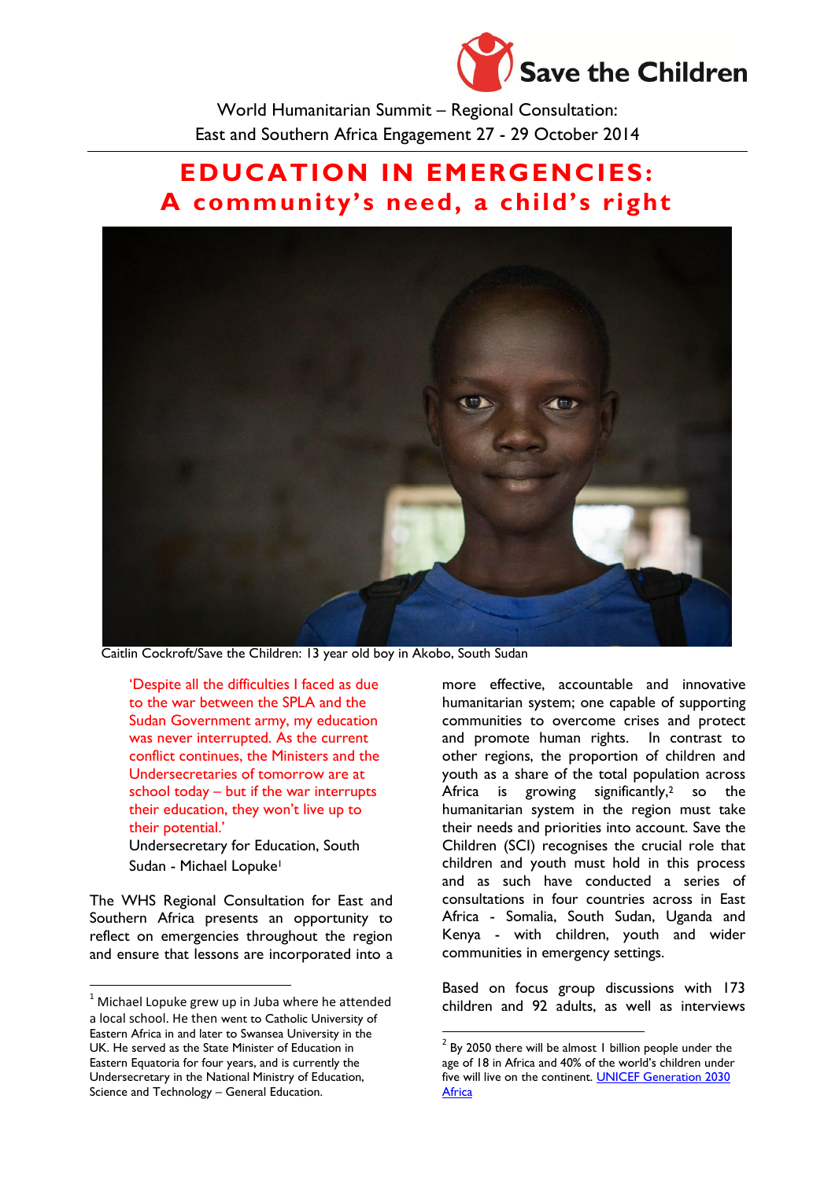Save the Children

World Humanitarian Summit – Regional Consultation:
East and Southern Africa Engagement 27 - 29 October 2014

# EDUCATION IN EMERGENCIES: A community's need, a child's right

Caitlin Cockroft/Save the Children: 13 year old boy in Akobo, South Sudan

> 'Despite all the difficulties I faced as due to the war between the SPLA and the Sudan Government army, my education was never interrupted. As the current conflict continues, the Ministers and the Undersecretaries of tomorrow are at school today – but if the war interrupts their education, they won't live up to their potential.'
>
> Undersecretary for Education, South Sudan - Michael Lopuke[1]

The WHS Regional Consultation for East and Southern Africa presents an opportunity to reflect on emergencies throughout the region and ensure that lessons are incorporated into a more effective, accountable and innovative humanitarian system; one capable of supporting communities to overcome crises and protect and promote human rights. In contrast to other regions, the proportion of children and youth as a share of the total population across Africa is growing significantly,[2] so the humanitarian system in the region must take their needs and priorities into account. Save the Children (SCI) recognises the crucial role that children and youth must hold in this process and as such have conducted a series of consultations in four countries across in East Africa - Somalia, South Sudan, Uganda and Kenya - with children, youth and wider communities in emergency settings.

Based on focus group discussions with 173 children and 92 adults, as well as interviews

---

[1] Michael Lopuke grew up in Juba where he attended a local school. He then went to Catholic University of Eastern Africa in and later to Swansea University in the UK. He served as the State Minister of Education in Eastern Equatoria for four years, and is currently the Undersecretary in the National Ministry of Education, Science and Technology – General Education.

[2] By 2050 there will be almost 1 billion people under the age of 18 in Africa and 40% of the world's children under five will live on the continent. UNICEF Generation 2030 Africa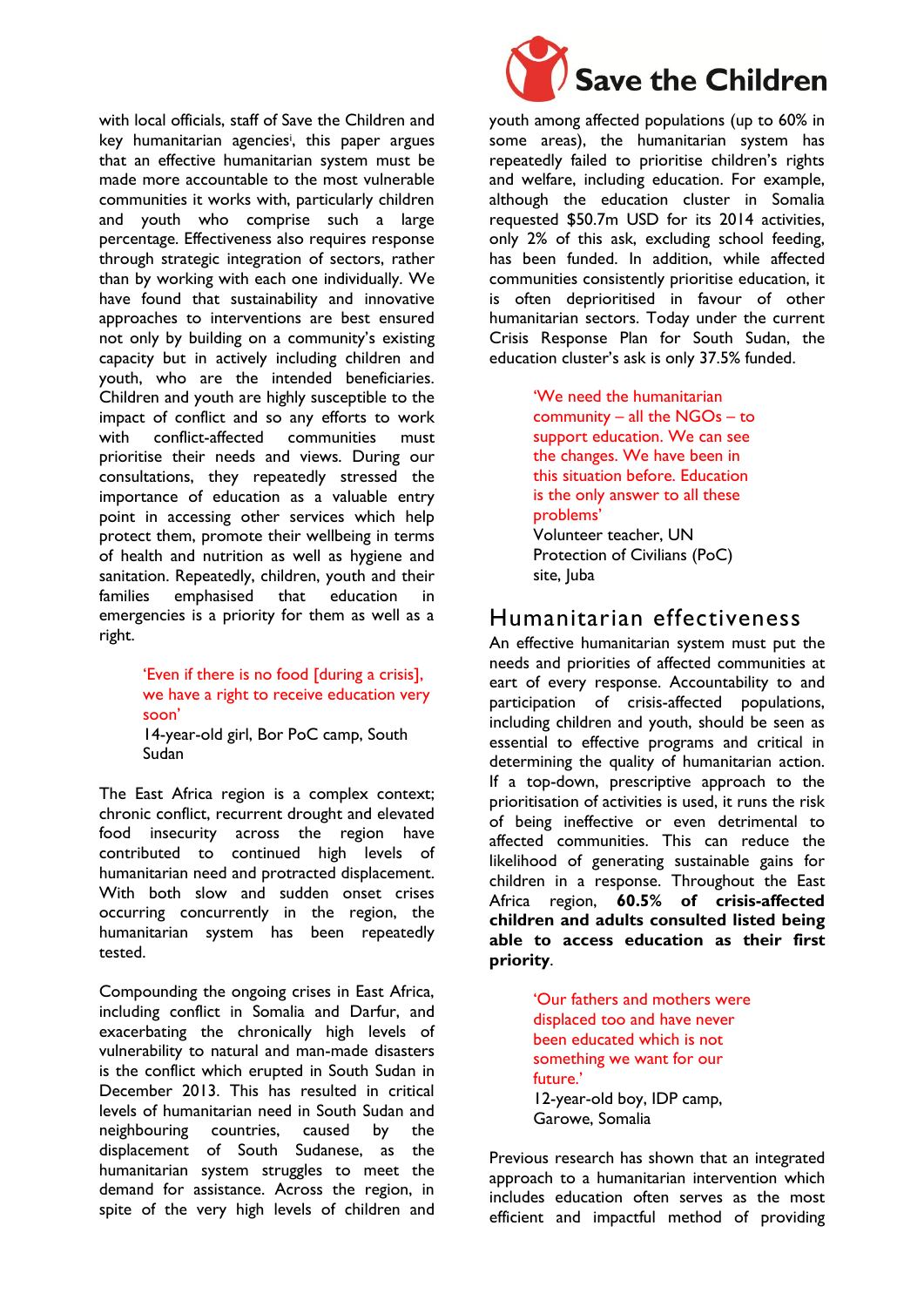with local officials, staff of Save the Children and key humanitarian agencies[i], this paper argues that an effective humanitarian system must be made more accountable to the most vulnerable communities it works with, particularly children and youth who comprise such a large percentage. Effectiveness also requires response through strategic integration of sectors, rather than by working with each one individually. We have found that sustainability and innovative approaches to interventions are best ensured not only by building on a community's existing capacity but in actively including children and youth, who are the intended beneficiaries. Children and youth are highly susceptible to the impact of conflict and so any efforts to work with conflict-affected communities must prioritise their needs and views. During our consultations, they repeatedly stressed the importance of education as a valuable entry point in accessing other services which help protect them, promote their wellbeing in terms of health and nutrition as well as hygiene and sanitation. Repeatedly, children, youth and their families emphasised that education in emergencies is a priority for them as well as a right.

> 'Even if there is no food [during a crisis], we have a right to receive education very soon'
> 14-year-old girl, Bor PoC camp, South Sudan

The East Africa region is a complex context; chronic conflict, recurrent drought and elevated food insecurity across the region have contributed to continued high levels of humanitarian need and protracted displacement. With both slow and sudden onset crises occurring concurrently in the region, the humanitarian system has been repeatedly tested.

Compounding the ongoing crises in East Africa, including conflict in Somalia and Darfur, and exacerbating the chronically high levels of vulnerability to natural and man-made disasters is the conflict which erupted in South Sudan in December 2013. This has resulted in critical levels of humanitarian need in South Sudan and neighbouring countries, caused by the displacement of South Sudanese, as the humanitarian system struggles to meet the demand for assistance. Across the region, in spite of the very high levels of children and youth among affected populations (up to 60% in some areas), the humanitarian system has repeatedly failed to prioritise children's rights and welfare, including education. For example, although the education cluster in Somalia requested $50.7m USD for its 2014 activities, only 2% of this ask, excluding school feeding, has been funded. In addition, while affected communities consistently prioritise education, it is often deprioritised in favour of other humanitarian sectors. Today under the current Crisis Response Plan for South Sudan, the education cluster's ask is only 37.5% funded.

> 'We need the humanitarian community – all the NGOs – to support education. We can see the changes. We have been in this situation before. Education is the only answer to all these problems'
> Volunteer teacher, UN Protection of Civilians (PoC) site, Juba

## Humanitarian effectiveness

An effective humanitarian system must put the needs and priorities of affected communities at eart of every response. Accountability to and participation of crisis-affected populations, including children and youth, should be seen as essential to effective programs and critical in determining the quality of humanitarian action. If a top-down, prescriptive approach to the prioritisation of activities is used, it runs the risk of being ineffective or even detrimental to affected communities. This can reduce the likelihood of generating sustainable gains for children in a response. Throughout the East Africa region, **60.5% of crisis-affected children and adults consulted listed being able to access education as their first priority**.

> 'Our fathers and mothers were displaced too and have never been educated which is not something we want for our future.'
> 12-year-old boy, IDP camp, Garowe, Somalia

Previous research has shown that an integrated approach to a humanitarian intervention which includes education often serves as the most efficient and impactful method of providing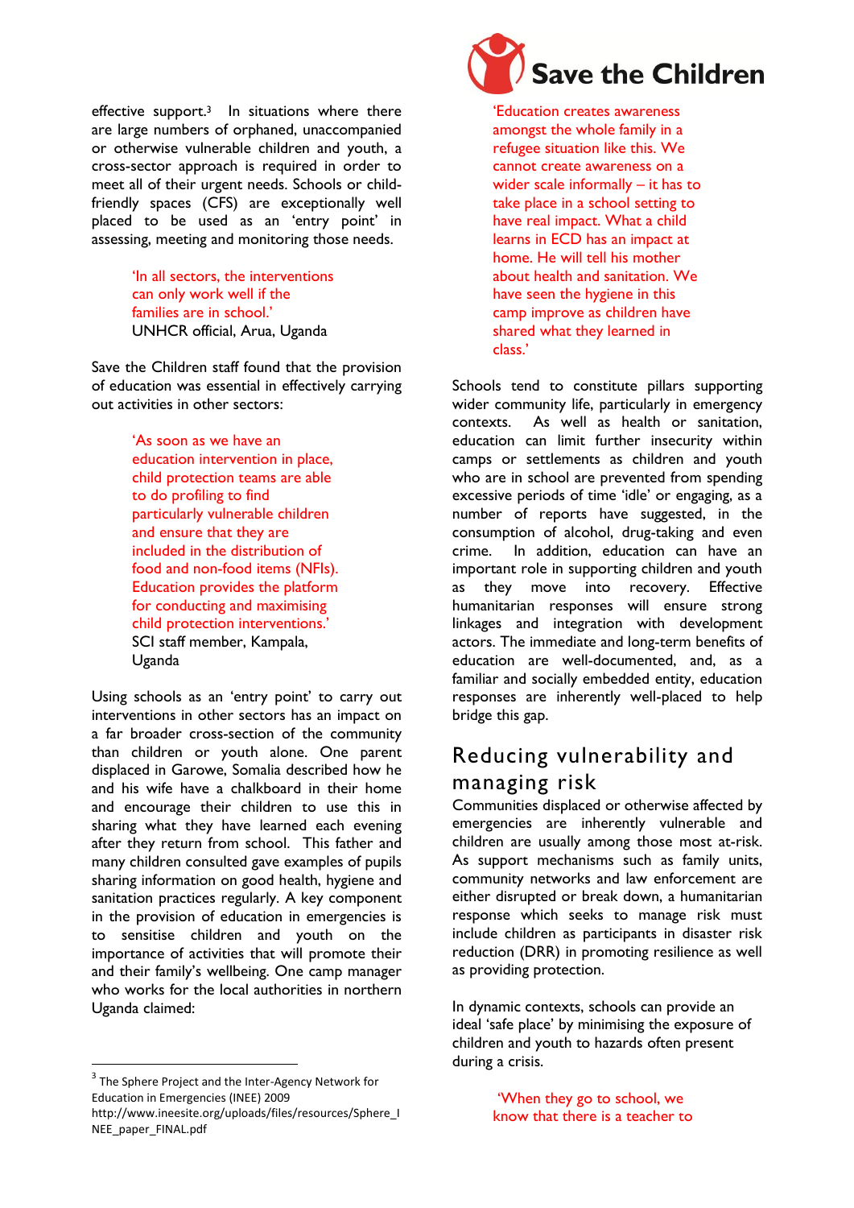effective support.[3] In situations where there are large numbers of orphaned, unaccompanied or otherwise vulnerable children and youth, a cross-sector approach is required in order to meet all of their urgent needs. Schools or child-friendly spaces (CFS) are exceptionally well placed to be used as an 'entry point' in assessing, meeting and monitoring those needs.

> 'In all sectors, the interventions can only work well if the families are in school.'
> UNHCR official, Arua, Uganda

Save the Children staff found that the provision of education was essential in effectively carrying out activities in other sectors:

> 'As soon as we have an education intervention in place, child protection teams are able to do profiling to find particularly vulnerable children and ensure that they are included in the distribution of food and non-food items (NFIs). Education provides the platform for conducting and maximising child protection interventions.'
> SCI staff member, Kampala, Uganda

Using schools as an 'entry point' to carry out interventions in other sectors has an impact on a far broader cross-section of the community than children or youth alone. One parent displaced in Garowe, Somalia described how he and his wife have a chalkboard in their home and encourage their children to use this in sharing what they have learned each evening after they return from school. This father and many children consulted gave examples of pupils sharing information on good health, hygiene and sanitation practices regularly. A key component in the provision of education in emergencies is to sensitise children and youth on the importance of activities that will promote their and their family's wellbeing. One camp manager who works for the local authorities in northern Uganda claimed:

> 'Education creates awareness amongst the whole family in a refugee situation like this. We cannot create awareness on a wider scale informally – it has to take place in a school setting to have real impact. What a child learns in ECD has an impact at home. He will tell his mother about health and sanitation. We have seen the hygiene in this camp improve as children have shared what they learned in class.'

Schools tend to constitute pillars supporting wider community life, particularly in emergency contexts. As well as health or sanitation, education can limit further insecurity within camps or settlements as children and youth who are in school are prevented from spending excessive periods of time 'idle' or engaging, as a number of reports have suggested, in the consumption of alcohol, drug-taking and even crime. In addition, education can have an important role in supporting children and youth as they move into recovery. Effective humanitarian responses will ensure strong linkages and integration with development actors. The immediate and long-term benefits of education are well-documented, and, as a familiar and socially embedded entity, education responses are inherently well-placed to help bridge this gap.

## Reducing vulnerability and managing risk

Communities displaced or otherwise affected by emergencies are inherently vulnerable and children are usually among those most at-risk. As support mechanisms such as family units, community networks and law enforcement are either disrupted or break down, a humanitarian response which seeks to manage risk must include children as participants in disaster risk reduction (DRR) in promoting resilience as well as providing protection.

In dynamic contexts, schools can provide an ideal 'safe place' by minimising the exposure of children and youth to hazards often present during a crisis.

> 'When they go to school, we know that there is a teacher to

---

[3] The Sphere Project and the Inter-Agency Network for Education in Emergencies (INEE) 2009 http://www.ineesite.org/uploads/files/resources/Sphere_INEE_paper_FINAL.pdf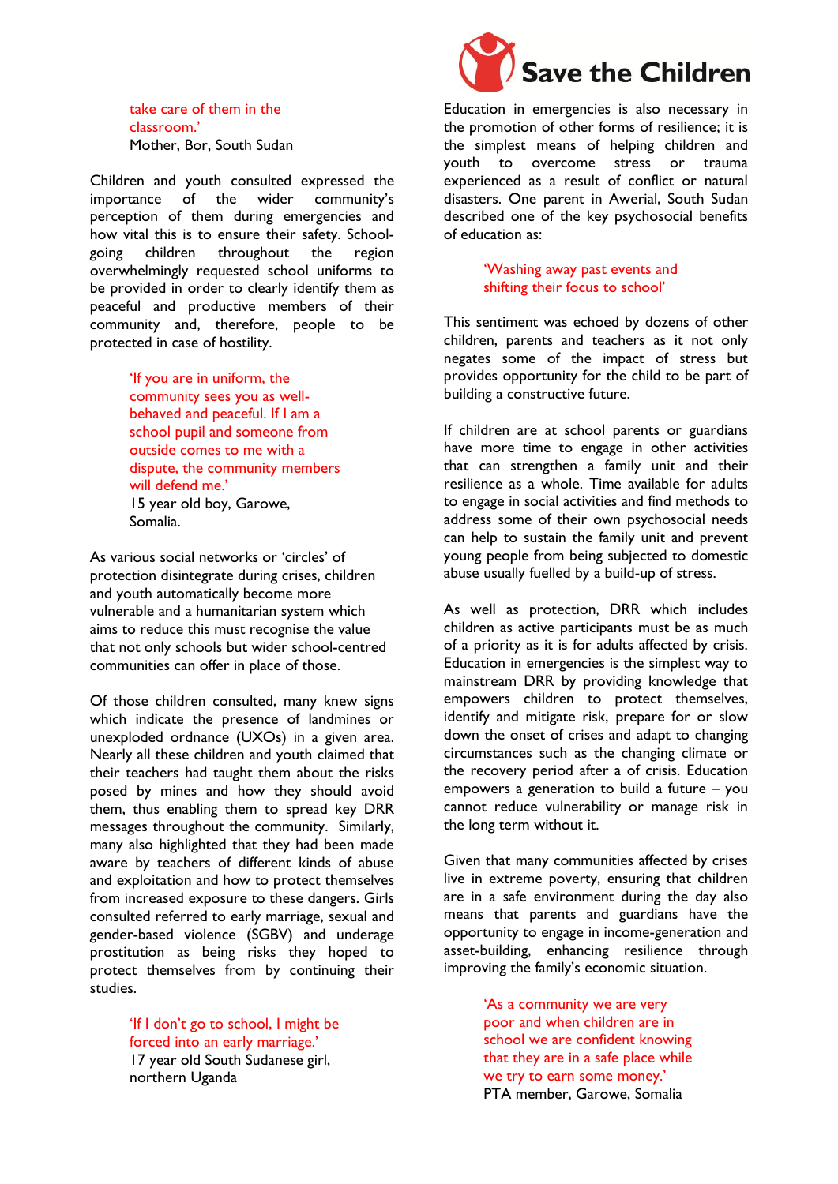take care of them in the classroom.'
Mother, Bor, South Sudan

Children and youth consulted expressed the importance of the wider community's perception of them during emergencies and how vital this is to ensure their safety. School-going children throughout the region overwhelmingly requested school uniforms to be provided in order to clearly identify them as peaceful and productive members of their community and, therefore, people to be protected in case of hostility.

> 'If you are in uniform, the community sees you as well-behaved and peaceful. If I am a school pupil and someone from outside comes to me with a dispute, the community members will defend me.'
> 15 year old boy, Garowe, Somalia.

As various social networks or 'circles' of protection disintegrate during crises, children and youth automatically become more vulnerable and a humanitarian system which aims to reduce this must recognise the value that not only schools but wider school-centred communities can offer in place of those.

Of those children consulted, many knew signs which indicate the presence of landmines or unexploded ordnance (UXOs) in a given area. Nearly all these children and youth claimed that their teachers had taught them about the risks posed by mines and how they should avoid them, thus enabling them to spread key DRR messages throughout the community. Similarly, many also highlighted that they had been made aware by teachers of different kinds of abuse and exploitation and how to protect themselves from increased exposure to these dangers. Girls consulted referred to early marriage, sexual and gender-based violence (SGBV) and underage prostitution as being risks they hoped to protect themselves from by continuing their studies.

> 'If I don't go to school, I might be forced into an early marriage.'
> 17 year old South Sudanese girl, northern Uganda

Education in emergencies is also necessary in the promotion of other forms of resilience; it is the simplest means of helping children and youth to overcome stress or trauma experienced as a result of conflict or natural disasters. One parent in Awerial, South Sudan described one of the key psychosocial benefits of education as:

> 'Washing away past events and shifting their focus to school'

This sentiment was echoed by dozens of other children, parents and teachers as it not only negates some of the impact of stress but provides opportunity for the child to be part of building a constructive future.

If children are at school parents or guardians have more time to engage in other activities that can strengthen a family unit and their resilience as a whole. Time available for adults to engage in social activities and find methods to address some of their own psychosocial needs can help to sustain the family unit and prevent young people from being subjected to domestic abuse usually fuelled by a build-up of stress.

As well as protection, DRR which includes children as active participants must be as much of a priority as it is for adults affected by crisis. Education in emergencies is the simplest way to mainstream DRR by providing knowledge that empowers children to protect themselves, identify and mitigate risk, prepare for or slow down the onset of crises and adapt to changing circumstances such as the changing climate or the recovery period after a of crisis. Education empowers a generation to build a future – you cannot reduce vulnerability or manage risk in the long term without it.

Given that many communities affected by crises live in extreme poverty, ensuring that children are in a safe environment during the day also means that parents and guardians have the opportunity to engage in income-generation and asset-building, enhancing resilience through improving the family's economic situation.

> 'As a community we are very poor and when children are in school we are confident knowing that they are in a safe place while we try to earn some money.'
> PTA member, Garowe, Somalia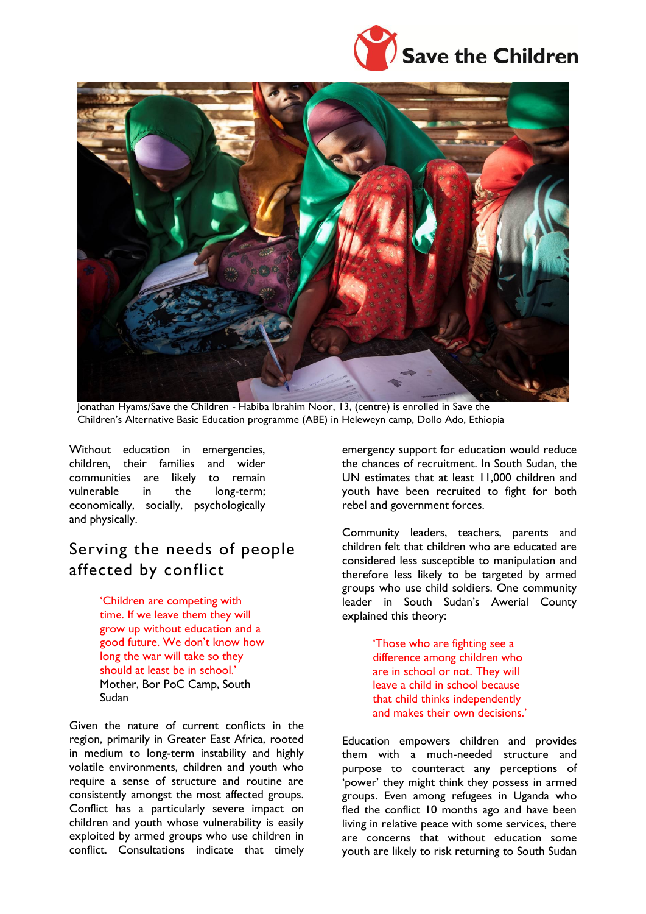Jonathan Hyams/Save the Children - Habiba Ibrahim Noor, 13, (centre) is enrolled in Save the Children's Alternative Basic Education programme (ABE) in Heleweyn camp, Dollo Ado, Ethiopia

Without education in emergencies, children, their families and wider communities are likely to remain vulnerable in the long-term; economically, socially, psychologically and physically.

## Serving the needs of people affected by conflict

> 'Children are competing with time. If we leave them they will grow up without education and a good future. We don't know how long the war will take so they should at least be in school.'
> Mother, Bor PoC Camp, South Sudan

Given the nature of current conflicts in the region, primarily in Greater East Africa, rooted in medium to long-term instability and highly volatile environments, children and youth who require a sense of structure and routine are consistently amongst the most affected groups. Conflict has a particularly severe impact on children and youth whose vulnerability is easily exploited by armed groups who use children in conflict. Consultations indicate that timely emergency support for education would reduce the chances of recruitment. In South Sudan, the UN estimates that at least 11,000 children and youth have been recruited to fight for both rebel and government forces.

Community leaders, teachers, parents and children felt that children who are educated are considered less susceptible to manipulation and therefore less likely to be targeted by armed groups who use child soldiers. One community leader in South Sudan's Awerial County explained this theory:

> 'Those who are fighting see a difference among children who are in school or not. They will leave a child in school because that child thinks independently and makes their own decisions.'

Education empowers children and provides them with a much-needed structure and purpose to counteract any perceptions of 'power' they might think they possess in armed groups. Even among refugees in Uganda who fled the conflict 10 months ago and have been living in relative peace with some services, there are concerns that without education some youth are likely to risk returning to South Sudan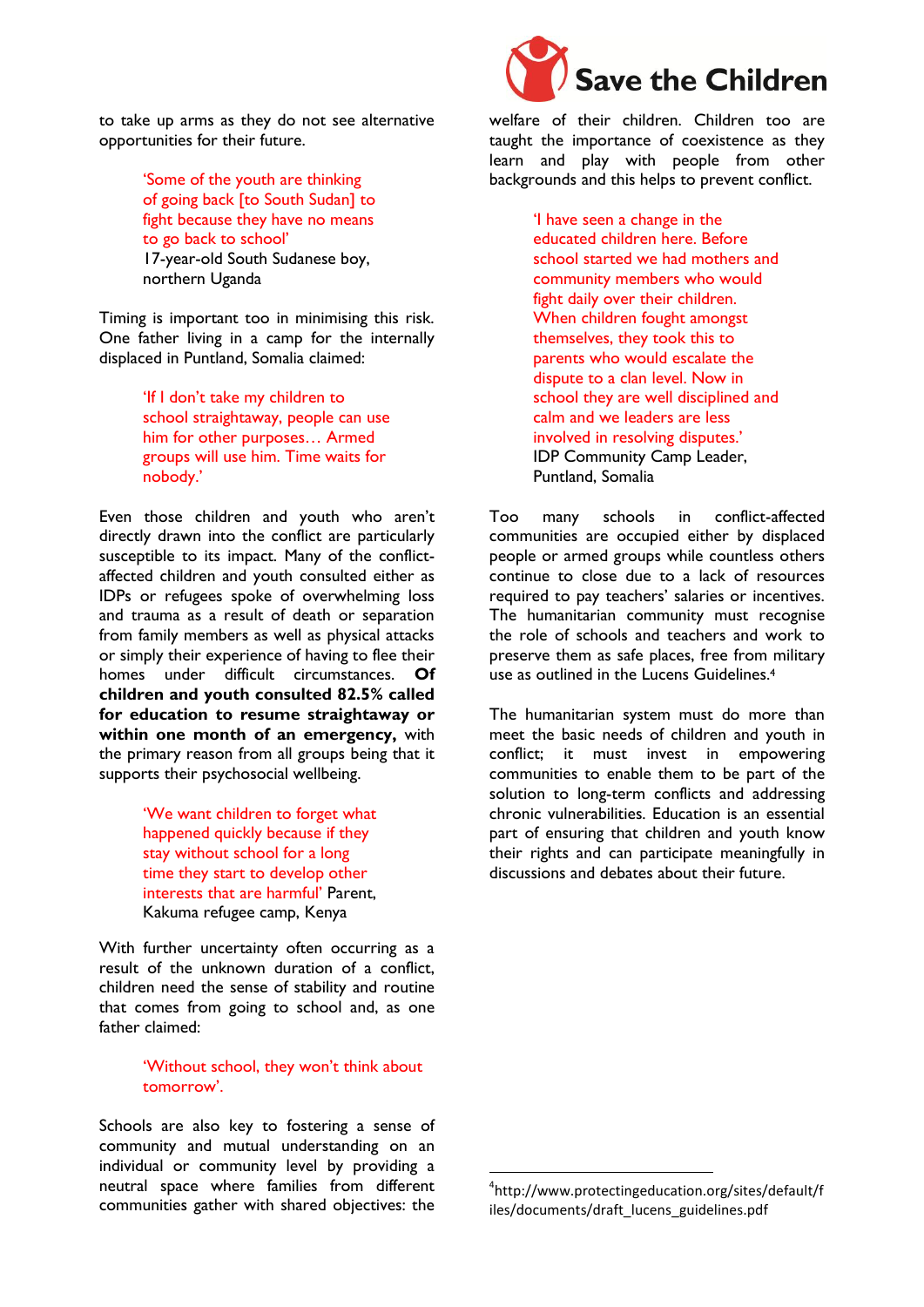to take up arms as they do not see alternative opportunities for their future.

> 'Some of the youth are thinking of going back [to South Sudan] to fight because they have no means to go back to school'
> 17-year-old South Sudanese boy, northern Uganda

Timing is important too in minimising this risk. One father living in a camp for the internally displaced in Puntland, Somalia claimed:

> 'If I don't take my children to school straightaway, people can use him for other purposes… Armed groups will use him. Time waits for nobody.'

Even those children and youth who aren't directly drawn into the conflict are particularly susceptible to its impact. Many of the conflict-affected children and youth consulted either as IDPs or refugees spoke of overwhelming loss and trauma as a result of death or separation from family members as well as physical attacks or simply their experience of having to flee their homes under difficult circumstances. **Of children and youth consulted 82.5% called for education to resume straightaway or within one month of an emergency,** with the primary reason from all groups being that it supports their psychosocial wellbeing.

> 'We want children to forget what happened quickly because if they stay without school for a long time they start to develop other interests that are harmful' Parent, Kakuma refugee camp, Kenya

With further uncertainty often occurring as a result of the unknown duration of a conflict, children need the sense of stability and routine that comes from going to school and, as one father claimed:

> 'Without school, they won't think about tomorrow'.

Schools are also key to fostering a sense of community and mutual understanding on an individual or community level by providing a neutral space where families from different communities gather with shared objectives: the welfare of their children. Children too are taught the importance of coexistence as they learn and play with people from other backgrounds and this helps to prevent conflict.

> 'I have seen a change in the educated children here. Before school started we had mothers and community members who would fight daily over their children. When children fought amongst themselves, they took this to parents who would escalate the dispute to a clan level. Now in school they are well disciplined and calm and we leaders are less involved in resolving disputes.'
> IDP Community Camp Leader, Puntland, Somalia

Too many schools in conflict-affected communities are occupied either by displaced people or armed groups while countless others continue to close due to a lack of resources required to pay teachers' salaries or incentives. The humanitarian community must recognise the role of schools and teachers and work to preserve them as safe places, free from military use as outlined in the Lucens Guidelines.[4]

The humanitarian system must do more than meet the basic needs of children and youth in conflict; it must invest in empowering communities to enable them to be part of the solution to long-term conflicts and addressing chronic vulnerabilities. Education is an essential part of ensuring that children and youth know their rights and can participate meaningfully in discussions and debates about their future.

---

[4] http://www.protectingeducation.org/sites/default/files/documents/draft_lucens_guidelines.pdf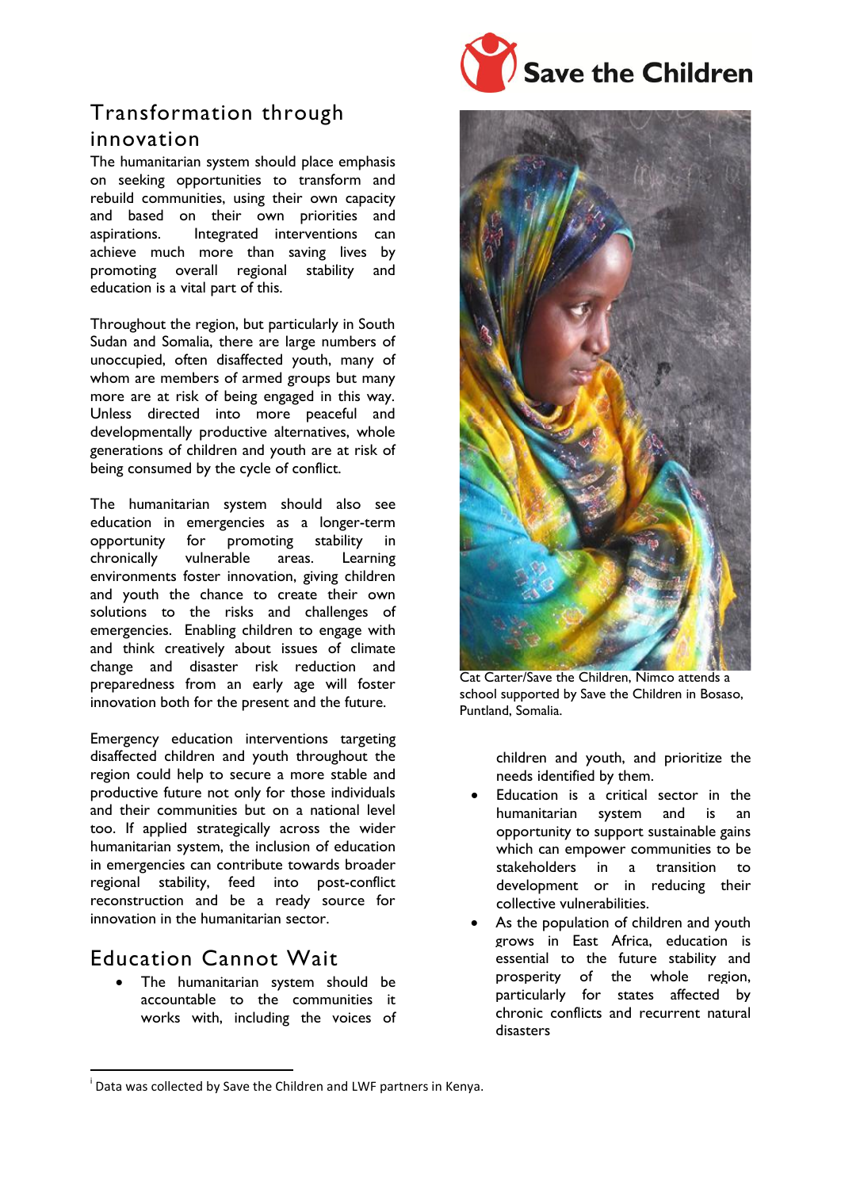## Transformation through innovation

The humanitarian system should place emphasis on seeking opportunities to transform and rebuild communities, using their own capacity and based on their own priorities and aspirations. Integrated interventions can achieve much more than saving lives by promoting overall regional stability and education is a vital part of this.

Throughout the region, but particularly in South Sudan and Somalia, there are large numbers of unoccupied, often disaffected youth, many of whom are members of armed groups but many more are at risk of being engaged in this way. Unless directed into more peaceful and developmentally productive alternatives, whole generations of children and youth are at risk of being consumed by the cycle of conflict.

The humanitarian system should also see education in emergencies as a longer-term opportunity for promoting stability in chronically vulnerable areas. Learning environments foster innovation, giving children and youth the chance to create their own solutions to the risks and challenges of emergencies. Enabling children to engage with and think creatively about issues of climate change and disaster risk reduction and preparedness from an early age will foster innovation both for the present and the future.

Emergency education interventions targeting disaffected children and youth throughout the region could help to secure a more stable and productive future not only for those individuals and their communities but on a national level too. If applied strategically across the wider humanitarian system, the inclusion of education in emergencies can contribute towards broader regional stability, feed into post-conflict reconstruction and be a ready source for innovation in the humanitarian sector.

## Education Cannot Wait

- The humanitarian system should be accountable to the communities it works with, including the voices of children and youth, and prioritize the needs identified by them.
- Education is a critical sector in the humanitarian system and is an opportunity to support sustainable gains which can empower communities to be stakeholders in a transition to development or in reducing their collective vulnerabilities.
- As the population of children and youth grows in East Africa, education is essential to the future stability and prosperity of the whole region, particularly for states affected by chronic conflicts and recurrent natural disasters

Cat Carter/Save the Children, Nimco attends a school supported by Save the Children in Bosaso, Puntland, Somalia.

[i] Data was collected by Save the Children and LWF partners in Kenya.